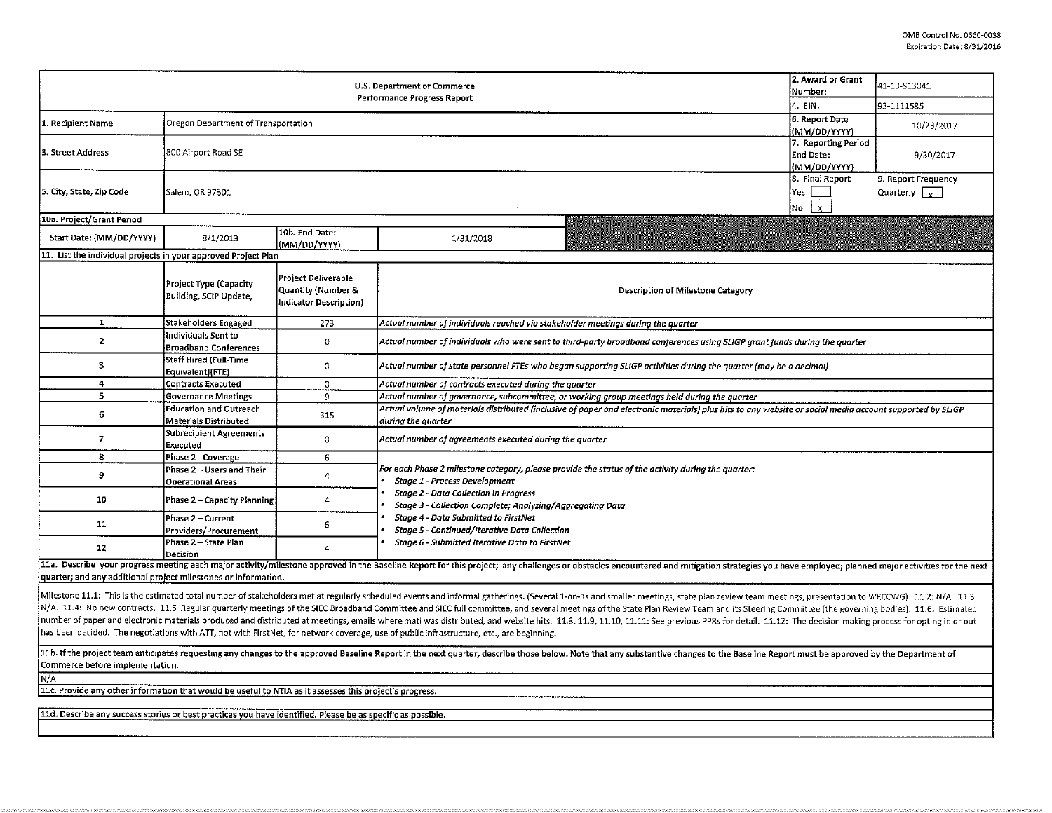OMB Control No. 0660-0038
Expiration Date: 8/31/2016

| U.S. Department of Commerce Performance Progress Report | | | | 2. Award or Grant Number: | 41-10-S13041 |
|---|---|---|---|---|---|
| | | | | 4. EIN: | 93-1111585 |
| 1. Recipient Name | Oregon Department of Transportation | | | 6. Report Date (MM/DD/YYYY) | 10/23/2017 |
| 3. Street Address | 800 Airport Road SE | | | 7. Reporting Period End Date: (MM/DD/YYYY) | 9/30/2017 |
| 5. City, State, Zip Code | Salem, OR 97301 | | | 8. Final Report Yes [ ] No [X] | 9. Report Frequency Quarterly [x] |
| 10a. Project/Grant Period | | | | | |
| Start Date: (MM/DD/YYYY) | 8/1/2013 | 10b. End Date: (MM/DD/YYYY) | 1/31/2018 | | |

11. List the individual projects in your approved Project Plan

| | Project Type (Capacity Building, SCIP Update, | Project Deliverable Quantity (Number & Indicator Description) | Description of Milestone Category |
|---|---|---|---|
| 1 | Stakeholders Engaged | 273 | *Actual number of individuals reached via stakeholder meetings during the quarter* |
| 2 | Individuals Sent to Broadband Conferences | 0 | *Actual number of individuals who were sent to third-party broadband conferences using SLIGP grant funds during the quarter* |
| 3 | Staff Hired (Full-Time Equivalent)(FTE) | 0 | *Actual number of state personnel FTEs who began supporting SLIGP activities during the quarter (may be a decimal)* |
| 4 | Contracts Executed | 0 | *Actual number of contracts executed during the quarter* |
| 5 | Governance Meetings | 9 | *Actual number of governance, subcommittee, or working group meetings held during the quarter* |
| 6 | Education and Outreach Materials Distributed | 315 | *Actual volume of materials distributed (inclusive of paper and electronic materials) plus hits to any website or social media account supported by SLIGP during the quarter* |
| 7 | Subrecipient Agreements Executed | 0 | *Actual number of agreements executed during the quarter* |
| 8 | Phase 2 - Coverage | 6 | *For each Phase 2 milestone category, please provide the status of the activity during the quarter:* • *Stage 1 - Process Development* • *Stage 2 - Data Collection in Progress* • *Stage 3 - Collection Complete; Analyzing/Aggregating Data* • *Stage 4 - Data Submitted to FirstNet* • *Stage 5 - Continued/Iterative Data Collection* • *Stage 6 - Submitted Iterative Data to FirstNet* |
| 9 | Phase 2 – Users and Their Operational Areas | 4 | |
| 10 | Phase 2 – Capacity Planning | 4 | |
| 11 | Phase 2 – Current Providers/Procurement | 6 | |
| 12 | Phase 2 – State Plan Decision | 4 | |

11a. Describe your progress meeting each major activity/milestone approved in the Baseline Report for this project; any challenges or obstacles encountered and mitigation strategies you have employed; planned major activities for the next quarter; and any additional project milestones or information.

Milestone 11.1: This is the estimated total number of stakeholders met at regularly scheduled events and informal gatherings. (Several 1-on-1s and smaller meetings, state plan review team meetings, presentation to WECCWG). 11.2: N/A. 11.3: N/A. 11.4: No new contracts. 11.5 Regular quarterly meetings of the SIEC Broadband Committee and SIEC full committee, and several meetings of the State Plan Review Team and its Steering Committee (the governing bodies). 11.6: Estimated number of paper and electronic materials produced and distributed at meetings, emails where matl was distributed, and website hits. 11.8, 11.9, 11.10, 11.11: See previous PPRs for detail. 11.12: The decision making process for opting in or out has been decided. The negotiations with ATT, not with FirstNet, for network coverage, use of public infrastructure, etc., are beginning.

11b. If the project team anticipates requesting any changes to the approved Baseline Report in the next quarter, describe those below. Note that any substantive changes to the Baseline Report must be approved by the Department of Commerce before implementation.

N/A

11c. Provide any other information that would be useful to NTIA as it assesses this project's progress.

11d. Describe any success stories or best practices you have identified. Please be as specific as possible.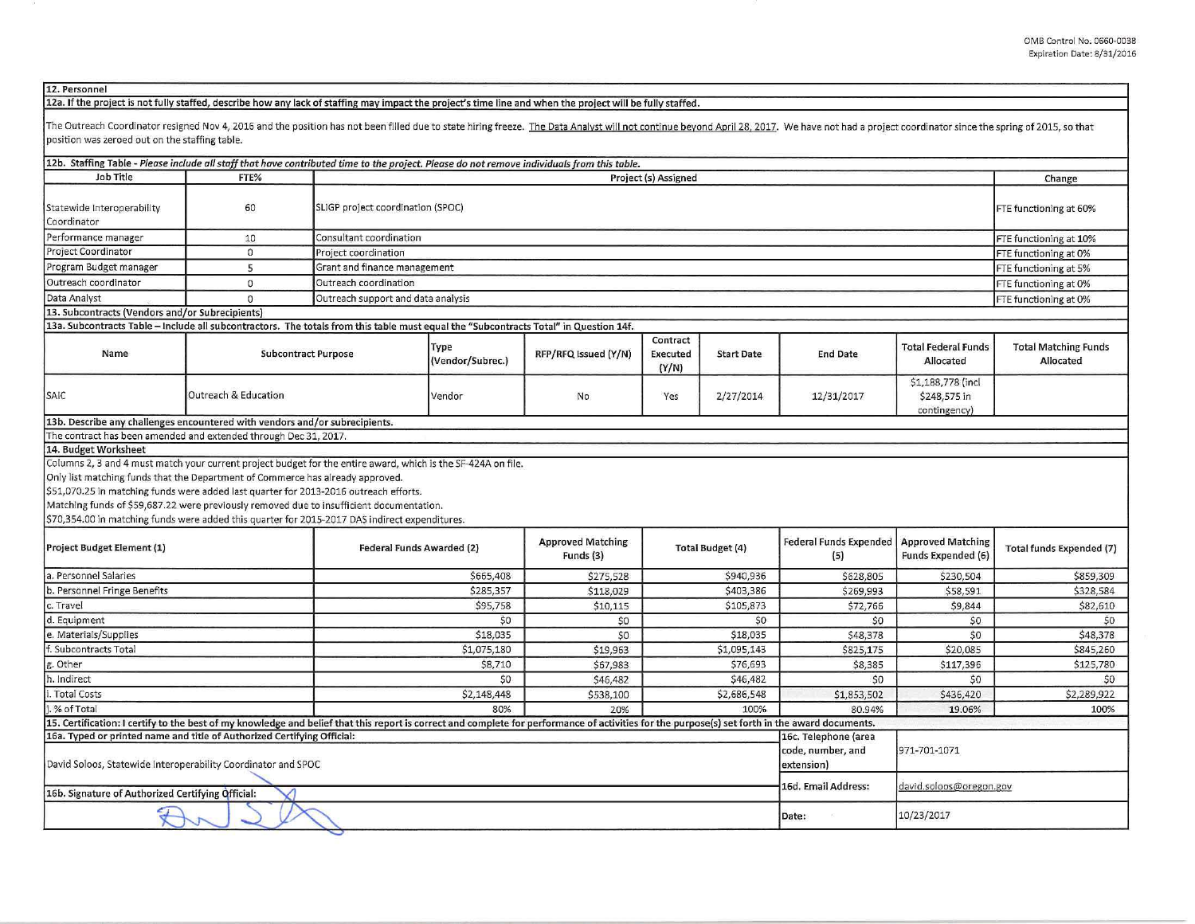OMB Control No. 0660-0038
Expiration Date: 8/31/2016

## 12. Personnel

**12a. If the project is not fully staffed, describe how any lack of staffing may impact the project's time line and when the project will be fully staffed.**

The Outreach Coordinator resigned Nov 4, 2016 and the position has not been filled due to state hiring freeze. The Data Analyst will not continue beyond April 28, 2017. We have not had a project coordinator since the spring of 2015, so that position was zeroed out on the staffing table.

**12b. Staffing Table** - *Please include all staff that have contributed time to the project. Please do not remove individuals from this table.*

| Job Title | FTE% | Project (s) Assigned | Change |
|---|---|---|---|
| Statewide Interoperability Coordinator | 60 | SLIGP project coordination (SPOC) | FTE functioning at 60% |
| Performance manager | 10 | Consultant coordination | FTE functioning at 10% |
| Project Coordinator | 0 | Project coordination | FTE functioning at 0% |
| Program Budget manager | 5 | Grant and finance management | FTE functioning at 5% |
| Outreach coordinator | 0 | Outreach coordination | FTE functioning at 0% |
| Data Analyst | 0 | Outreach support and data analysis | FTE functioning at 0% |

## 13. Subcontracts (Vendors and/or Subrecipients)

**13a. Subcontracts Table – Include all subcontractors. The totals from this table must equal the "Subcontracts Total" in Question 14f.**

| Name | Subcontract Purpose | Type (Vendor/Subrec.) | RFP/RFQ Issued (Y/N) | Contract Executed (Y/N) | Start Date | End Date | Total Federal Funds Allocated | Total Matching Funds Allocated |
|---|---|---|---|---|---|---|---|---|
| SAIC | Outreach & Education | Vendor | No | Yes | 2/27/2014 | 12/31/2017 | $1,188,778 (incl $248,575 in contingency) | |

**13b. Describe any challenges encountered with vendors and/or subrecipients.**

The contract has been amended and extended through Dec 31, 2017.

## 14. Budget Worksheet

Columns 2, 3 and 4 must match your current project budget for the entire award, which is the SF-424A on file.
Only list matching funds that the Department of Commerce has already approved.
$51,070.25 in matching funds were added last quarter for 2013-2016 outreach efforts.
Matching funds of $59,687.22 were previously removed due to insufficient documentation.
$70,354.00 in matching funds were added this quarter for 2015-2017 DAS indirect expenditures.

| Project Budget Element (1) | Federal Funds Awarded (2) | Approved Matching Funds (3) | Total Budget (4) | Federal Funds Expended (5) | Approved Matching Funds Expended (6) | Total funds Expended (7) |
|---|---|---|---|---|---|---|
| a. Personnel Salaries | $665,408 | $275,528 | $940,936 | $628,805 | $230,504 | $859,309 |
| b. Personnel Fringe Benefits | $285,357 | $118,029 | $403,386 | $269,993 | $58,591 | $328,584 |
| c. Travel | $95,758 | $10,115 | $105,873 | $72,766 | $9,844 | $82,610 |
| d. Equipment | $0 | $0 | $0 | $0 | $0 | $0 |
| e. Materials/Supplies | $18,035 | $0 | $18,035 | $48,378 | $0 | $48,378 |
| f. Subcontracts Total | $1,075,180 | $19,963 | $1,095,143 | $825,175 | $20,085 | $845,260 |
| g. Other | $8,710 | $67,983 | $76,693 | $8,385 | $117,396 | $125,780 |
| h. Indirect | $0 | $46,482 | $46,482 | $0 | $0 | $0 |
| i. Total Costs | $2,148,448 | $538,100 | $2,686,548 | $1,853,502 | $436,420 | $2,289,922 |
| j. % of Total | 80% | 20% | 100% | 80.94% | 19.06% | 100% |

**15. Certification:** I certify to the best of my knowledge and belief that this report is correct and complete for performance of activities for the purpose(s) set forth in the award documents.

| | | |
|---|---|---|
| **16a. Typed or printed name and title of Authorized Certifying Official:** David Soloos, Statewide Interoperability Coordinator and SPOC | 16c. Telephone (area code, number, and extension) | 971-701-1071 |
| **16b. Signature of Authorized Certifying Official:** | 16d. Email Address: | david.soloos@oregon.gov |
| | Date: | 10/23/2017 |